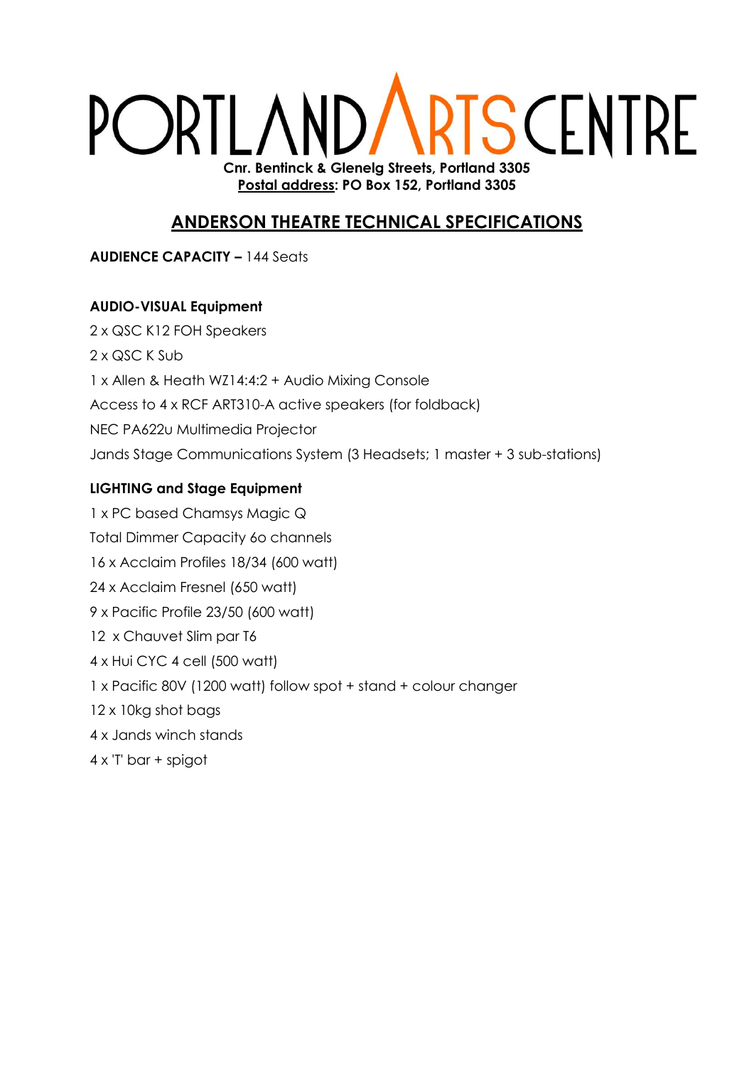# PORTLAND ARTS CENTRE

**Cnr. Bentinck & Glenelg Streets, Portland 3305**
**Postal address: PO Box 152, Portland 3305**

## ANDERSON THEATRE TECHNICAL SPECIFICATIONS

**AUDIENCE CAPACITY –** 144 Seats

**AUDIO-VISUAL Equipment**

2 x QSC K12 FOH Speakers

2 x QSC K Sub

1 x Allen & Heath WZ14:4:2 + Audio Mixing Console

Access to 4 x RCF ART310-A active speakers (for foldback)

NEC PA622u Multimedia Projector

Jands Stage Communications System (3 Headsets; 1 master + 3 sub-stations)

**LIGHTING and Stage Equipment**

1 x PC based Chamsys Magic Q

Total Dimmer Capacity 6o channels

16 x Acclaim Profiles 18/34 (600 watt)

24 x Acclaim Fresnel (650 watt)

9 x Pacific Profile 23/50 (600 watt)

12 x Chauvet Slim par T6

4 x Hui CYC 4 cell (500 watt)

1 x Pacific 80V (1200 watt) follow spot + stand + colour changer

12 x 10kg shot bags

4 x Jands winch stands

4 x 'T' bar + spigot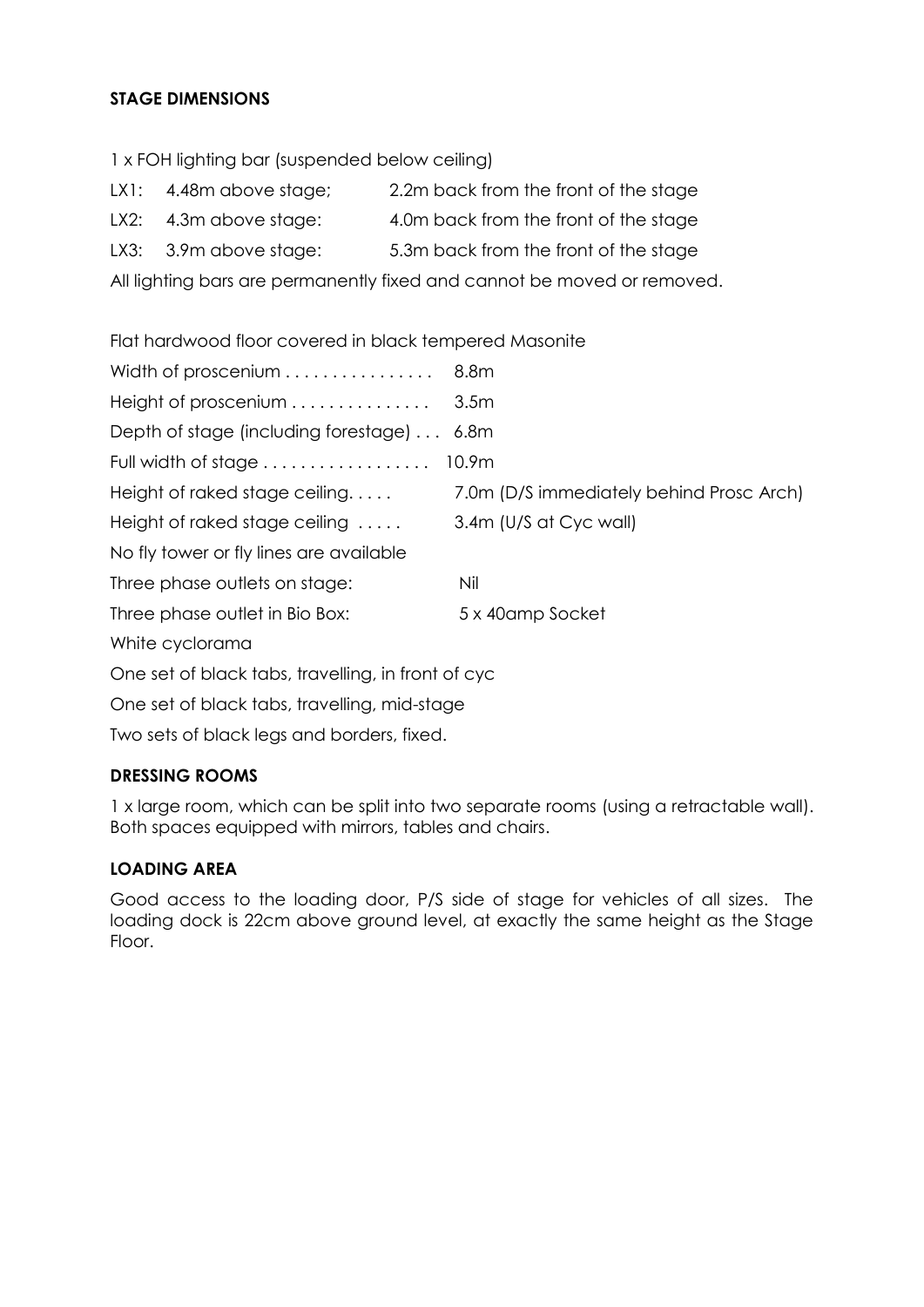**STAGE DIMENSIONS**

1 x FOH lighting bar (suspended below ceiling)

| | | |
|---|---|---|
| LX1: | 4.48m above stage; | 2.2m back from the front of the stage |
| LX2: | 4.3m above stage: | 4.0m back from the front of the stage |
| LX3: | 3.9m above stage: | 5.3m back from the front of the stage |

All lighting bars are permanently fixed and cannot be moved or removed.

Flat hardwood floor covered in black tempered Masonite

| | |
|---|---|
| Width of proscenium . . . . . . . . . . . . . . . . | 8.8m |
| Height of proscenium . . . . . . . . . . . . . . . | 3.5m |
| Depth of stage (including forestage) . . . | 6.8m |
| Full width of stage . . . . . . . . . . . . . . . . . . | 10.9m |
| Height of raked stage ceiling. . . . . | 7.0m (D/S immediately behind Prosc Arch) |
| Height of raked stage ceiling . . . . . | 3.4m (U/S at Cyc wall) |

No fly tower or fly lines are available

| | |
|---|---|
| Three phase outlets on stage: | Nil |
| Three phase outlet in Bio Box: | 5 x 40amp Socket |

White cyclorama

One set of black tabs, travelling, in front of cyc

One set of black tabs, travelling, mid-stage

Two sets of black legs and borders, fixed.

**DRESSING ROOMS**

1 x large room, which can be split into two separate rooms (using a retractable wall). Both spaces equipped with mirrors, tables and chairs.

**LOADING AREA**

Good access to the loading door, P/S side of stage for vehicles of all sizes. The loading dock is 22cm above ground level, at exactly the same height as the Stage Floor.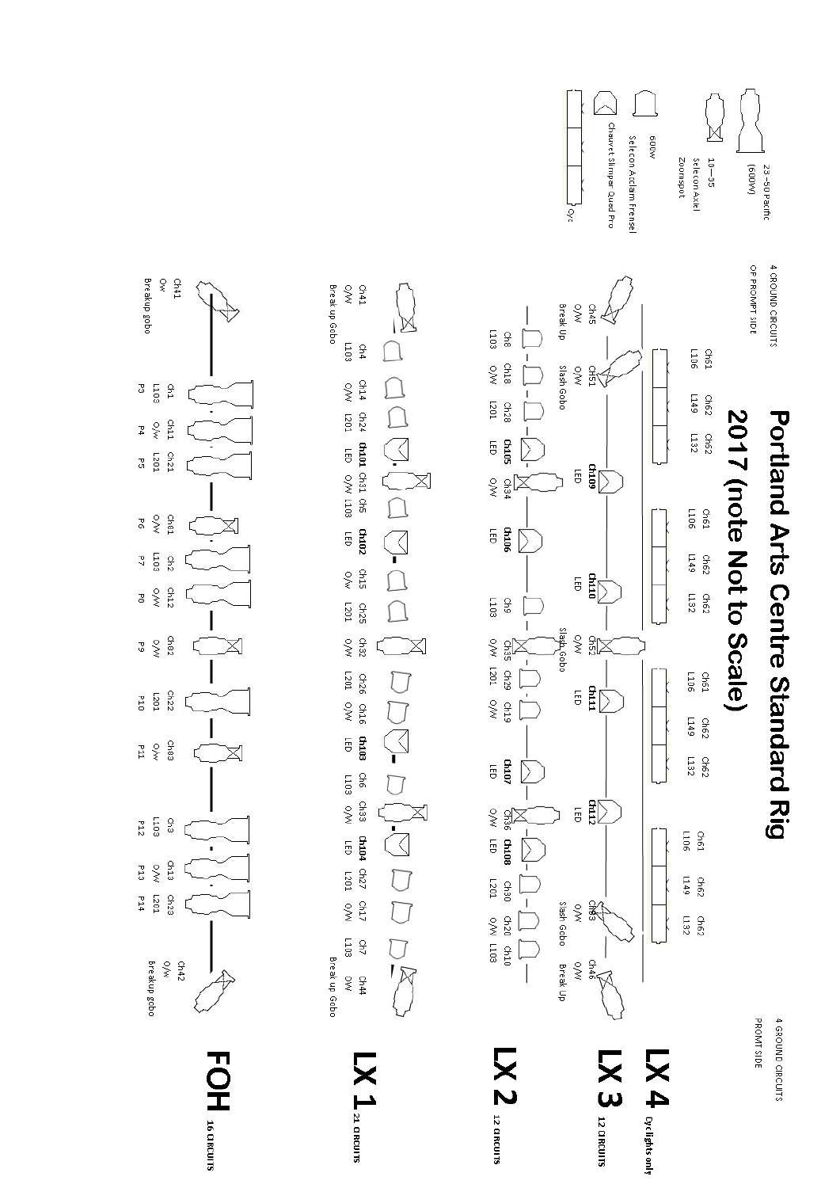# Portland Arts Centre Standard Rig 2017 (note Not to Scale)

**Legend**

- 23–50 Pacific (600W)
- 19–35 Selecon Axiel Zoomspot
- 600W Selecon Acclaim Frensel
- Chauvet Slimpar Quad Pro
- Cyc

4 GROUND CIRCUITS OP PROMPT SIDE

4 GROUND CIRCUITS PROMT SIDE

## LX 4

Cyclights only

Ch61 L106, Ch62 L149, Ch62 L132 | Ch61 L106, Ch62 L149, Ch62 L132 | Ch61 L106, Ch62 L149, Ch62 L132 | Ch61 L106, Ch62 L149, Ch62 L132

## LX 3

12 CIRCUITS

Ch45 O/W Break Up | Ch51 O/W Slash Gobo | Ch109 LED | Ch110 LED | Ch52 O/W Slash Gobo | Ch111 LED | Ch112 LED | Ch53 O/W Slash Gobo | Ch46 O/W Break Up

## LX 2

12 CIRCUITS

Ch8 L103 | Ch18 O/W | Ch28 L201 | Ch105 LED | Ch34 O/W | Ch106 LED | Ch9 L103 | Ch35 O/W | Ch29 L201 | Ch19 O/W | Ch107 LED | Ch36 O/W | Ch108 LED | Ch30 L201 | Ch20 O/W | Ch10 L103

## LX 1

21 CIRCUITS

Ch41 O/W Break up Gobo | Ch4 L103 | Ch14 O/W | Ch24 L201 | Ch101 LED | Ch31 O/W | Ch5 L103 | Ch102 LED | Ch15 O/W | Ch25 L201 | Ch32 O/W | Ch26 L201 | Ch16 O/W | Ch103 LED | Ch6 L103 | Ch33 O/W | Ch104 LED | Ch27 L201 | Ch17 O/W | Ch7 L103 | Ch44 OW Break up Gobo

## FOH

16 CIRCUITS

Ch41 Ow Breakup gobo | Ch1 L103 P3 | Ch11 O/w P4 | Ch21 L201 P5 | Ch81 O/W P6 | Ch2 L103 P7 | Ch12 O/W P8 | Ch82 O/W P9 | Ch22 L201 P10 | Ch83 O/w P11 | Ch3 L103 P12 | Ch13 O/W P13 | Ch23 L201 P14 | Ch42 O/W Breakup gobo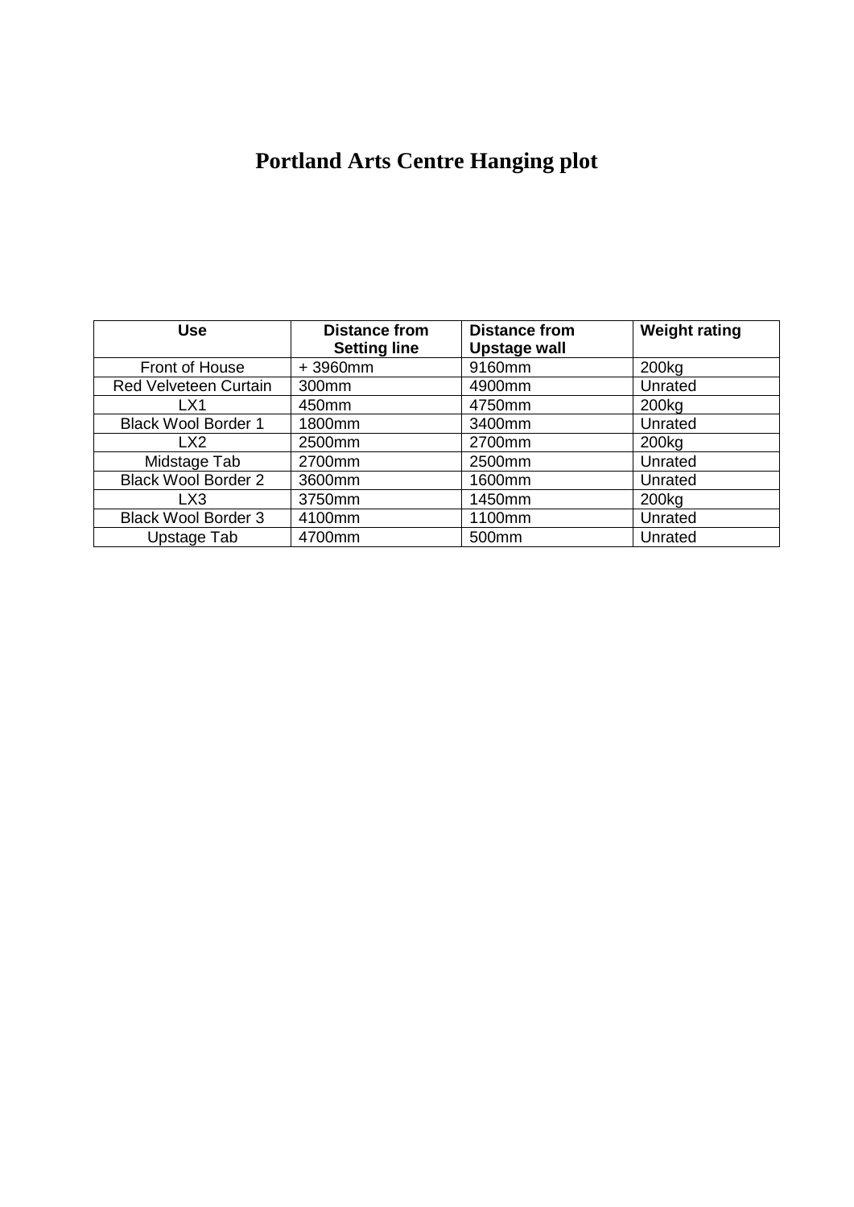# Portland Arts Centre Hanging plot

| Use | Distance from Setting line | Distance from Upstage wall | Weight rating |
|---|---|---|---|
| Front of House | + 3960mm | 9160mm | 200kg |
| Red Velveteen Curtain | 300mm | 4900mm | Unrated |
| LX1 | 450mm | 4750mm | 200kg |
| Black Wool Border 1 | 1800mm | 3400mm | Unrated |
| LX2 | 2500mm | 2700mm | 200kg |
| Midstage Tab | 2700mm | 2500mm | Unrated |
| Black Wool Border 2 | 3600mm | 1600mm | Unrated |
| LX3 | 3750mm | 1450mm | 200kg |
| Black Wool Border 3 | 4100mm | 1100mm | Unrated |
| Upstage Tab | 4700mm | 500mm | Unrated |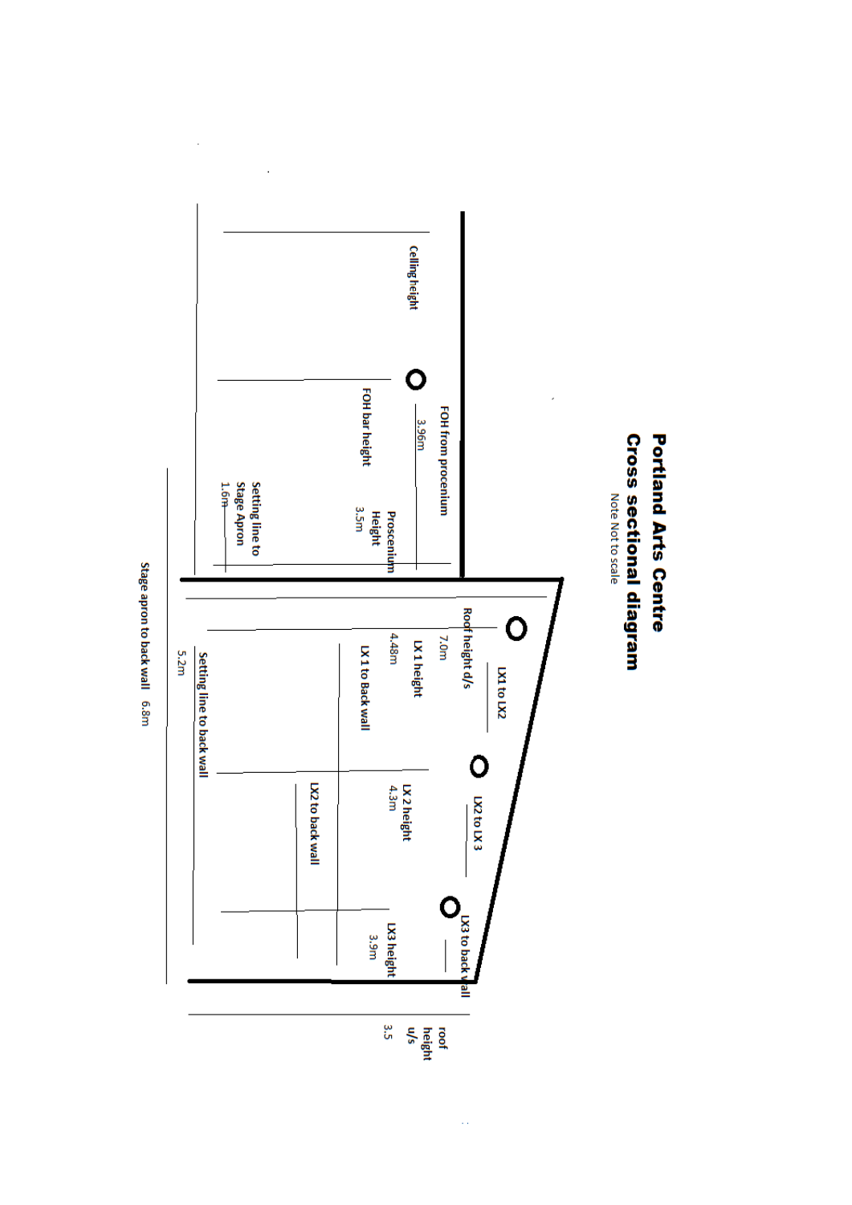# Portland Arts Centre

## Cross sectional diagram

Note Not to scale

Ceiling height

FOH from procenium

3.96m

FOH bar height

Proscenium Height

3.5m

Setting line to Stage Apron

1.6m

Roof height d/s

7.0m

LX1 to LX2

LX 1 height

4.48m

LX 1 to Back wall

LX2 to LX 3

LX 2 height

4.3m

LX2 to back wall

LX3 to back wall

LX3 height

3.9m

roof height u/s

3.5

Setting line to back wall

5.2m

Stage apron to back wall 6.8m